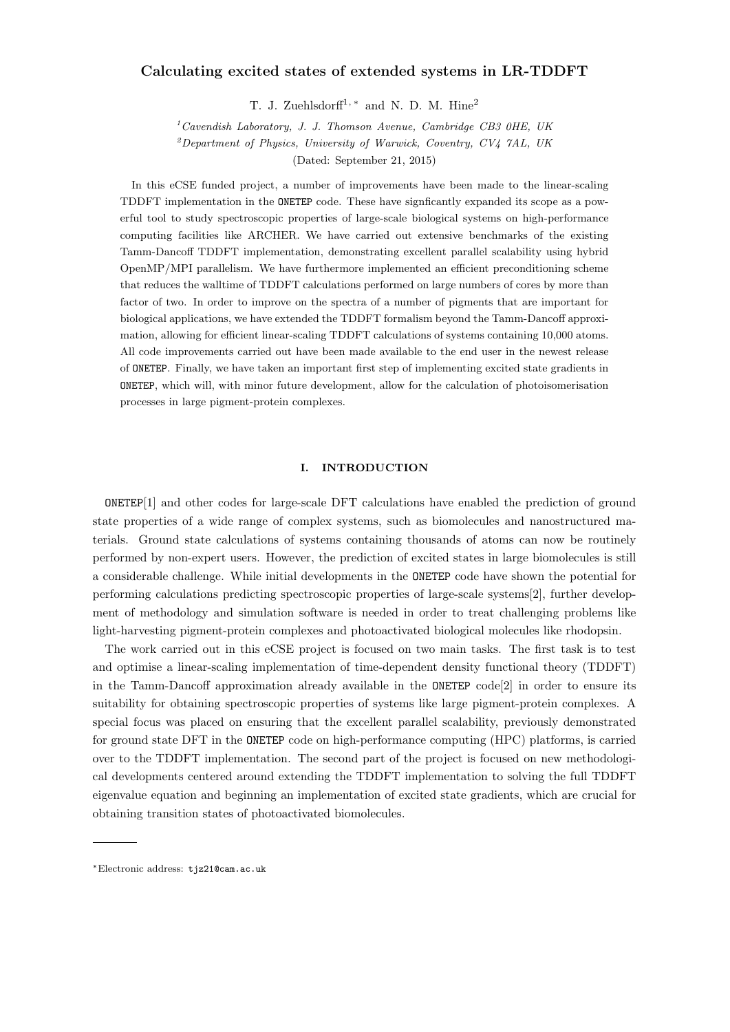# Calculating excited states of extended systems in LR-TDDFT

T. J. Zuehlsdorff[1,*] and N. D. M. Hine[2]

[1] *Cavendish Laboratory, J. J. Thomson Avenue, Cambridge CB3 0HE, UK*
[2] *Department of Physics, University of Warwick, Coventry, CV4 7AL, UK*

(Dated: September 21, 2015)

In this eCSE funded project, a number of improvements have been made to the linear-scaling TDDFT implementation in the ONETEP code. These have signficantly expanded its scope as a powerful tool to study spectroscopic properties of large-scale biological systems on high-performance computing facilities like ARCHER. We have carried out extensive benchmarks of the existing Tamm-Dancoff TDDFT implementation, demonstrating excellent parallel scalability using hybrid OpenMP/MPI parallelism. We have furthermore implemented an efficient preconditioning scheme that reduces the walltime of TDDFT calculations performed on large numbers of cores by more than factor of two. In order to improve on the spectra of a number of pigments that are important for biological applications, we have extended the TDDFT formalism beyond the Tamm-Dancoff approximation, allowing for efficient linear-scaling TDDFT calculations of systems containing 10,000 atoms. All code improvements carried out have been made available to the end user in the newest release of ONETEP. Finally, we have taken an important first step of implementing excited state gradients in ONETEP, which will, with minor future development, allow for the calculation of photoisomerisation processes in large pigment-protein complexes.

## I. INTRODUCTION

ONETEP[1] and other codes for large-scale DFT calculations have enabled the prediction of ground state properties of a wide range of complex systems, such as biomolecules and nanostructured materials. Ground state calculations of systems containing thousands of atoms can now be routinely performed by non-expert users. However, the prediction of excited states in large biomolecules is still a considerable challenge. While initial developments in the ONETEP code have shown the potential for performing calculations predicting spectroscopic properties of large-scale systems[2], further development of methodology and simulation software is needed in order to treat challenging problems like light-harvesting pigment-protein complexes and photoactivated biological molecules like rhodopsin.

The work carried out in this eCSE project is focused on two main tasks. The first task is to test and optimise a linear-scaling implementation of time-dependent density functional theory (TDDFT) in the Tamm-Dancoff approximation already available in the ONETEP code[2] in order to ensure its suitability for obtaining spectroscopic properties of systems like large pigment-protein complexes. A special focus was placed on ensuring that the excellent parallel scalability, previously demonstrated for ground state DFT in the ONETEP code on high-performance computing (HPC) platforms, is carried over to the TDDFT implementation. The second part of the project is focused on new methodological developments centered around extending the TDDFT implementation to solving the full TDDFT eigenvalue equation and beginning an implementation of excited state gradients, which are crucial for obtaining transition states of photoactivated biomolecules.

---

*Electronic address: tjz21@cam.ac.uk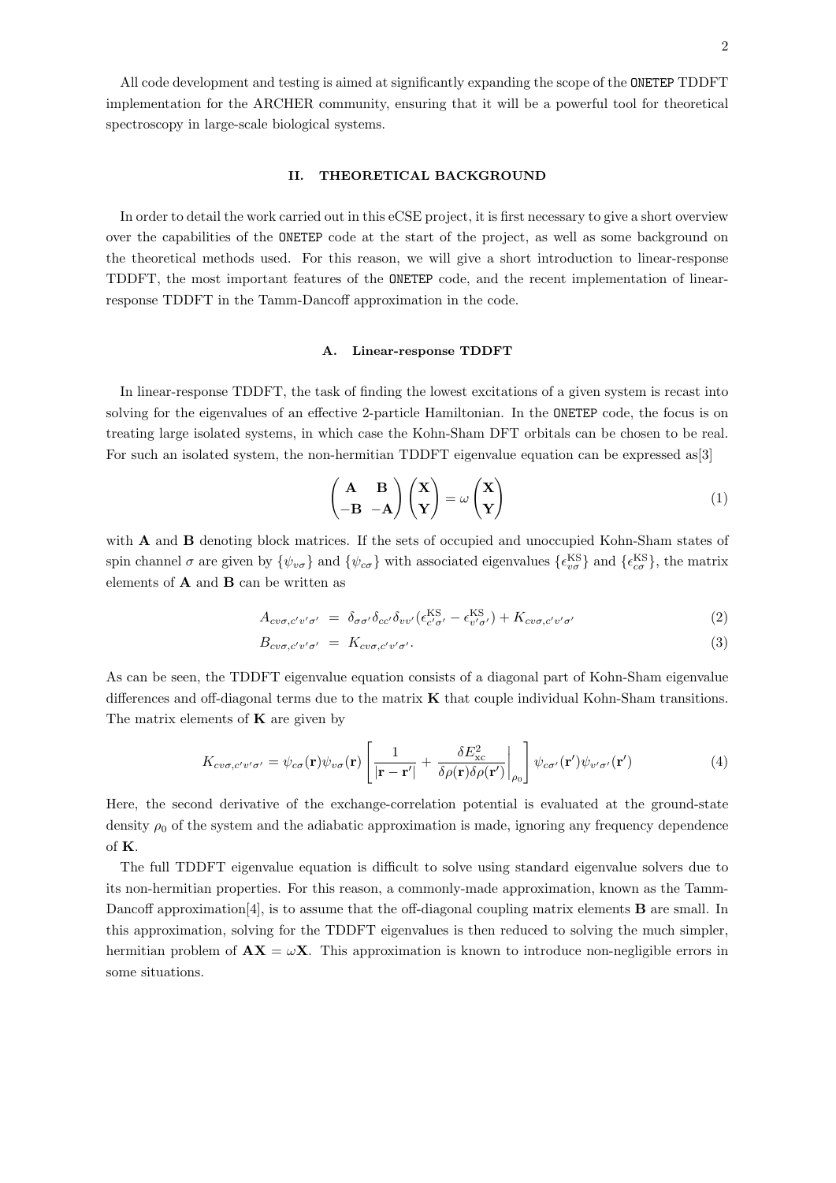All code development and testing is aimed at significantly expanding the scope of the ONETEP TDDFT implementation for the ARCHER community, ensuring that it will be a powerful tool for theoretical spectroscopy in large-scale biological systems.

## II. THEORETICAL BACKGROUND

In order to detail the work carried out in this eCSE project, it is first necessary to give a short overview over the capabilities of the ONETEP code at the start of the project, as well as some background on the theoretical methods used. For this reason, we will give a short introduction to linear-response TDDFT, the most important features of the ONETEP code, and the recent implementation of linear-response TDDFT in the Tamm-Dancoff approximation in the code.

### A. Linear-response TDDFT

In linear-response TDDFT, the task of finding the lowest excitations of a given system is recast into solving for the eigenvalues of an effective 2-particle Hamiltonian. In the ONETEP code, the focus is on treating large isolated systems, in which case the Kohn-Sham DFT orbitals can be chosen to be real. For such an isolated system, the non-hermitian TDDFT eigenvalue equation can be expressed as[3]

$$\begin{pmatrix} \mathbf{A} & \mathbf{B} \\ -\mathbf{B} & -\mathbf{A} \end{pmatrix} \begin{pmatrix} \mathbf{X} \\ \mathbf{Y} \end{pmatrix} = \omega \begin{pmatrix} \mathbf{X} \\ \mathbf{Y} \end{pmatrix} \tag{1}$$

with $\mathbf{A}$ and $\mathbf{B}$ denoting block matrices. If the sets of occupied and unoccupied Kohn-Sham states of spin channel $\sigma$ are given by $\{\psi_{v\sigma}\}$ and $\{\psi_{c\sigma}\}$ with associated eigenvalues $\{\epsilon^{\text{KS}}_{v\sigma}\}$ and $\{\epsilon^{\text{KS}}_{c\sigma}\}$, the matrix elements of $\mathbf{A}$ and $\mathbf{B}$ can be written as

$$A_{cv\sigma,c'v'\sigma'} = \delta_{\sigma\sigma'}\delta_{cc'}\delta_{vv'}(\epsilon^{\text{KS}}_{c'\sigma'} - \epsilon^{\text{KS}}_{v'\sigma'}) + K_{cv\sigma,c'v'\sigma'} \tag{2}$$

$$B_{cv\sigma,c'v'\sigma'} = K_{cv\sigma,c'v'\sigma'}. \tag{3}$$

As can be seen, the TDDFT eigenvalue equation consists of a diagonal part of Kohn-Sham eigenvalue differences and off-diagonal terms due to the matrix $\mathbf{K}$ that couple individual Kohn-Sham transitions. The matrix elements of $\mathbf{K}$ are given by

$$K_{cv\sigma,c'v'\sigma'} = \psi_{c\sigma}(\mathbf{r})\psi_{v\sigma}(\mathbf{r}) \left[ \frac{1}{|\mathbf{r}-\mathbf{r}'|} + \left. \frac{\delta E^2_{\text{xc}}}{\delta\rho(\mathbf{r})\delta\rho(\mathbf{r}')} \right|_{\rho_0} \right] \psi_{c\sigma'}(\mathbf{r}')\psi_{v'\sigma'}(\mathbf{r}') \tag{4}$$

Here, the second derivative of the exchange-correlation potential is evaluated at the ground-state density $\rho_0$ of the system and the adiabatic approximation is made, ignoring any frequency dependence of $\mathbf{K}$.

The full TDDFT eigenvalue equation is difficult to solve using standard eigenvalue solvers due to its non-hermitian properties. For this reason, a commonly-made approximation, known as the Tamm-Dancoff approximation[4], is to assume that the off-diagonal coupling matrix elements $\mathbf{B}$ are small. In this approximation, solving for the TDDFT eigenvalues is then reduced to solving the much simpler, hermitian problem of $\mathbf{AX} = \omega\mathbf{X}$. This approximation is known to introduce non-negligible errors in some situations.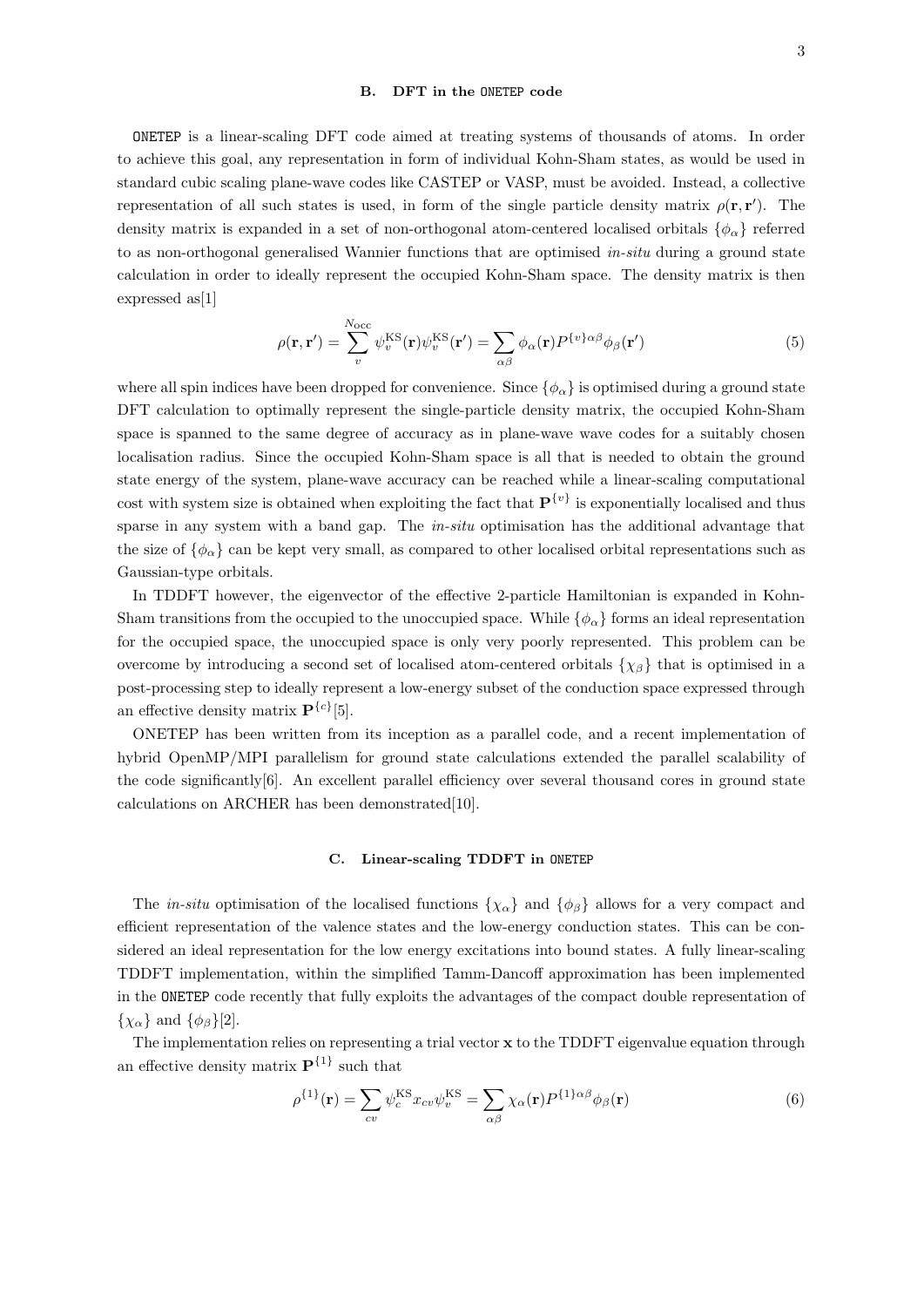### B. DFT in the ONETEP code

ONETEP is a linear-scaling DFT code aimed at treating systems of thousands of atoms. In order to achieve this goal, any representation in form of individual Kohn-Sham states, as would be used in standard cubic scaling plane-wave codes like CASTEP or VASP, must be avoided. Instead, a collective representation of all such states is used, in form of the single particle density matrix $\rho(\mathbf{r},\mathbf{r}')$. The density matrix is expanded in a set of non-orthogonal atom-centered localised orbitals $\{\phi_\alpha\}$ referred to as non-orthogonal generalised Wannier functions that are optimised *in-situ* during a ground state calculation in order to ideally represent the occupied Kohn-Sham space. The density matrix is then expressed as[1]

$$\rho(\mathbf{r},\mathbf{r}') = \sum_{v}^{N_{\text{occ}}} \psi_v^{\text{KS}}(\mathbf{r})\psi_v^{\text{KS}}(\mathbf{r}') = \sum_{\alpha\beta} \phi_\alpha(\mathbf{r}) P^{\{v\}\alpha\beta}\phi_\beta(\mathbf{r}') \tag{5}$$

where all spin indices have been dropped for convenience. Since $\{\phi_\alpha\}$ is optimised during a ground state DFT calculation to optimally represent the single-particle density matrix, the occupied Kohn-Sham space is spanned to the same degree of accuracy as in plane-wave wave codes for a suitably chosen localisation radius. Since the occupied Kohn-Sham space is all that is needed to obtain the ground state energy of the system, plane-wave accuracy can be reached while a linear-scaling computational cost with system size is obtained when exploiting the fact that $\mathbf{P}^{\{v\}}$ is exponentially localised and thus sparse in any system with a band gap. The *in-situ* optimisation has the additional advantage that the size of $\{\phi_\alpha\}$ can be kept very small, as compared to other localised orbital representations such as Gaussian-type orbitals.

In TDDFT however, the eigenvector of the effective 2-particle Hamiltonian is expanded in Kohn-Sham transitions from the occupied to the unoccupied space. While $\{\phi_\alpha\}$ forms an ideal representation for the occupied space, the unoccupied space is only very poorly represented. This problem can be overcome by introducing a second set of localised atom-centered orbitals $\{\chi_\beta\}$ that is optimised in a post-processing step to ideally represent a low-energy subset of the conduction space expressed through an effective density matrix $\mathbf{P}^{\{c\}}$[5].

ONETEP has been written from its inception as a parallel code, and a recent implementation of hybrid OpenMP/MPI parallelism for ground state calculations extended the parallel scalability of the code significantly[6]. An excellent parallel efficiency over several thousand cores in ground state calculations on ARCHER has been demonstrated[10].

### C. Linear-scaling TDDFT in ONETEP

The *in-situ* optimisation of the localised functions $\{\chi_\alpha\}$ and $\{\phi_\beta\}$ allows for a very compact and efficient representation of the valence states and the low-energy conduction states. This can be considered an ideal representation for the low energy excitations into bound states. A fully linear-scaling TDDFT implementation, within the simplified Tamm-Dancoff approximation has been implemented in the ONETEP code recently that fully exploits the advantages of the compact double representation of $\{\chi_\alpha\}$ and $\{\phi_\beta\}$[2].

The implementation relies on representing a trial vector $\mathbf{x}$ to the TDDFT eigenvalue equation through an effective density matrix $\mathbf{P}^{\{1\}}$ such that

$$\rho^{\{1\}}(\mathbf{r}) = \sum_{cv} \psi_c^{\text{KS}} x_{cv} \psi_v^{\text{KS}} = \sum_{\alpha\beta} \chi_\alpha(\mathbf{r}) P^{\{1\}\alpha\beta}\phi_\beta(\mathbf{r}) \tag{6}$$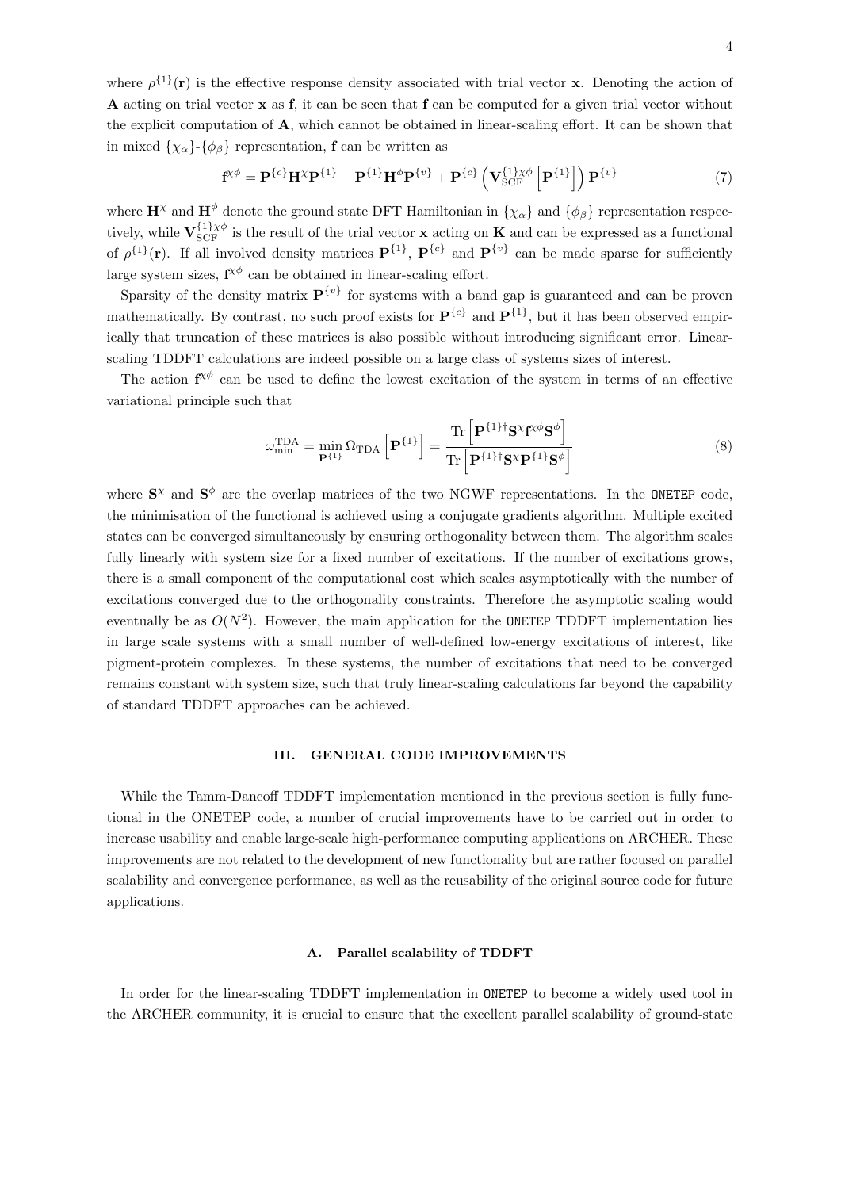where $\rho^{\{1\}}(\mathbf{r})$ is the effective response density associated with trial vector $\mathbf{x}$. Denoting the action of $\mathbf{A}$ acting on trial vector $\mathbf{x}$ as $\mathbf{f}$, it can be seen that $\mathbf{f}$ can be computed for a given trial vector without the explicit computation of $\mathbf{A}$, which cannot be obtained in linear-scaling effort. It can be shown that in mixed $\{\chi_\alpha\}$-$\{\phi_\beta\}$ representation, $\mathbf{f}$ can be written as

$$\mathbf{f}^{\chi\phi} = \mathbf{P}^{\{c\}}\mathbf{H}^{\chi}\mathbf{P}^{\{1\}} - \mathbf{P}^{\{1\}}\mathbf{H}^{\phi}\mathbf{P}^{\{v\}} + \mathbf{P}^{\{c\}}\left(\mathbf{V}_{\text{SCF}}^{\{1\}\chi\phi}\left[\mathbf{P}^{\{1\}}\right]\right)\mathbf{P}^{\{v\}} \tag{7}$$

where $\mathbf{H}^{\chi}$ and $\mathbf{H}^{\phi}$ denote the ground state DFT Hamiltonian in $\{\chi_\alpha\}$ and $\{\phi_\beta\}$ representation respectively, while $\mathbf{V}_{\text{SCF}}^{\{1\}\chi\phi}$ is the result of the trial vector $\mathbf{x}$ acting on $\mathbf{K}$ and can be expressed as a functional of $\rho^{\{1\}}(\mathbf{r})$. If all involved density matrices $\mathbf{P}^{\{1\}}$, $\mathbf{P}^{\{c\}}$ and $\mathbf{P}^{\{v\}}$ can be made sparse for sufficiently large system sizes, $\mathbf{f}^{\chi\phi}$ can be obtained in linear-scaling effort.

Sparsity of the density matrix $\mathbf{P}^{\{v\}}$ for systems with a band gap is guaranteed and can be proven mathematically. By contrast, no such proof exists for $\mathbf{P}^{\{c\}}$ and $\mathbf{P}^{\{1\}}$, but it has been observed empirically that truncation of these matrices is also possible without introducing significant error. Linear-scaling TDDFT calculations are indeed possible on a large class of systems sizes of interest.

The action $\mathbf{f}^{\chi\phi}$ can be used to define the lowest excitation of the system in terms of an effective variational principle such that

$$\omega_{\min}^{\text{TDA}} = \min_{\mathbf{P}^{\{1\}}} \Omega_{\text{TDA}}\left[\mathbf{P}^{\{1\}}\right] = \frac{\text{Tr}\left[\mathbf{P}^{\{1\}\dagger}\mathbf{S}^{\chi}\mathbf{f}^{\chi\phi}\mathbf{S}^{\phi}\right]}{\text{Tr}\left[\mathbf{P}^{\{1\}\dagger}\mathbf{S}^{\chi}\mathbf{P}^{\{1\}}\mathbf{S}^{\phi}\right]} \tag{8}$$

where $\mathbf{S}^{\chi}$ and $\mathbf{S}^{\phi}$ are the overlap matrices of the two NGWF representations. In the ONETEP code, the minimisation of the functional is achieved using a conjugate gradients algorithm. Multiple excited states can be converged simultaneously by ensuring orthogonality between them. The algorithm scales fully linearly with system size for a fixed number of excitations. If the number of excitations grows, there is a small component of the computational cost which scales asymptotically with the number of excitations converged due to the orthogonality constraints. Therefore the asymptotic scaling would eventually be as $O(N^2)$. However, the main application for the ONETEP TDDFT implementation lies in large scale systems with a small number of well-defined low-energy excitations of interest, like pigment-protein complexes. In these systems, the number of excitations that need to be converged remains constant with system size, such that truly linear-scaling calculations far beyond the capability of standard TDDFT approaches can be achieved.

## III. GENERAL CODE IMPROVEMENTS

While the Tamm-Dancoff TDDFT implementation mentioned in the previous section is fully functional in the ONETEP code, a number of crucial improvements have to be carried out in order to increase usability and enable large-scale high-performance computing applications on ARCHER. These improvements are not related to the development of new functionality but are rather focused on parallel scalability and convergence performance, as well as the reusability of the original source code for future applications.

### A. Parallel scalability of TDDFT

In order for the linear-scaling TDDFT implementation in ONETEP to become a widely used tool in the ARCHER community, it is crucial to ensure that the excellent parallel scalability of ground-state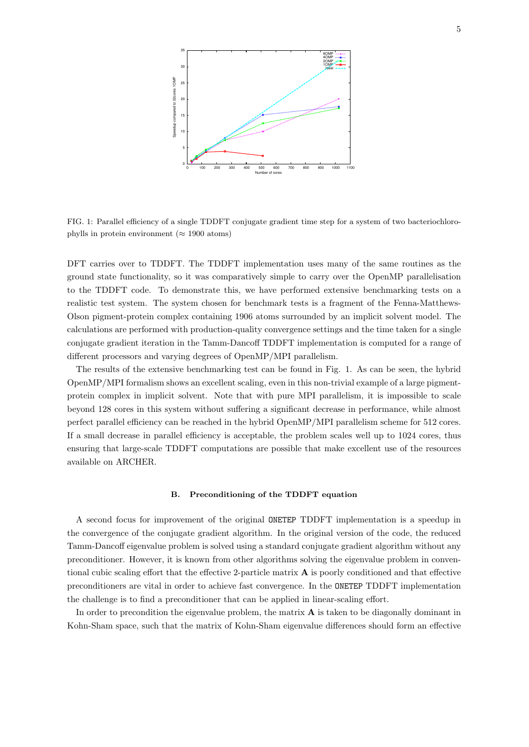FIG. 1: Parallel efficiency of a single TDDFT conjugate gradient time step for a system of two bacteriochlorophylls in protein environment ($\approx$ 1900 atoms)

DFT carries over to TDDFT. The TDDFT implementation uses many of the same routines as the ground state functionality, so it was comparatively simple to carry over the OpenMP parallelisation to the TDDFT code. To demonstrate this, we have performed extensive benchmarking tests on a realistic test system. The system chosen for benchmark tests is a fragment of the Fenna-Matthews-Olson pigment-protein complex containing 1906 atoms surrounded by an implicit solvent model. The calculations are performed with production-quality convergence settings and the time taken for a single conjugate gradient iteration in the Tamm-Dancoff TDDFT implementation is computed for a range of different processors and varying degrees of OpenMP/MPI parallelism.

The results of the extensive benchmarking test can be found in Fig. 1. As can be seen, the hybrid OpenMP/MPI formalism shows an excellent scaling, even in this non-trivial example of a large pigment-protein complex in implicit solvent. Note that with pure MPI parallelism, it is impossible to scale beyond 128 cores in this system without suffering a significant decrease in performance, while almost perfect parallel efficiency can be reached in the hybrid OpenMP/MPI parallelism scheme for 512 cores. If a small decrease in parallel efficiency is acceptable, the problem scales well up to 1024 cores, thus ensuring that large-scale TDDFT computations are possible that make excellent use of the resources available on ARCHER.

### B. Preconditioning of the TDDFT equation

A second focus for improvement of the original ONETEP TDDFT implementation is a speedup in the convergence of the conjugate gradient algorithm. In the original version of the code, the reduced Tamm-Dancoff eigenvalue problem is solved using a standard conjugate gradient algorithm without any preconditioner. However, it is known from other algorithms solving the eigenvalue problem in conventional cubic scaling effort that the effective 2-particle matrix $\mathbf{A}$ is poorly conditioned and that effective preconditioners are vital in order to achieve fast convergence. In the ONETEP TDDFT implementation the challenge is to find a preconditioner that can be applied in linear-scaling effort.

In order to precondition the eigenvalue problem, the matrix $\mathbf{A}$ is taken to be diagonally dominant in Kohn-Sham space, such that the matrix of Kohn-Sham eigenvalue differences should form an effective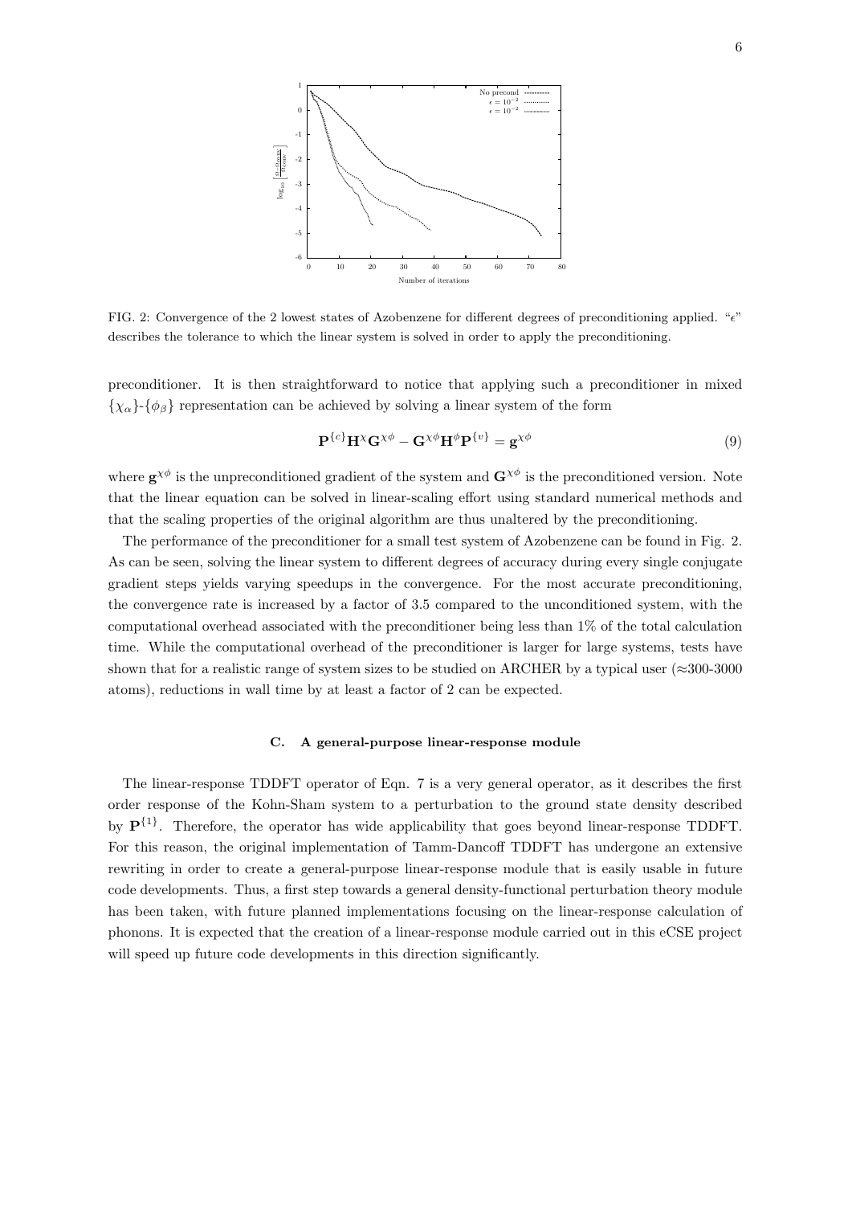FIG. 2: Convergence of the 2 lowest states of Azobenzene for different degrees of preconditioning applied. "$\epsilon$" describes the tolerance to which the linear system is solved in order to apply the preconditioning.

preconditioner. It is then straightforward to notice that applying such a preconditioner in mixed $\{\chi_\alpha\}$-$\{\phi_\beta\}$ representation can be achieved by solving a linear system of the form

$$\mathbf{P}^{\{c\}}\mathbf{H}^{\chi}\mathbf{G}^{\chi\phi} - \mathbf{G}^{\chi\phi}\mathbf{H}^{\phi}\mathbf{P}^{\{v\}} = \mathbf{g}^{\chi\phi} \tag{9}$$

where $\mathbf{g}^{\chi\phi}$ is the unpreconditioned gradient of the system and $\mathbf{G}^{\chi\phi}$ is the preconditioned version. Note that the linear equation can be solved in linear-scaling effort using standard numerical methods and that the scaling properties of the original algorithm are thus unaltered by the preconditioning.

The performance of the preconditioner for a small test system of Azobenzene can be found in Fig. 2. As can be seen, solving the linear system to different degrees of accuracy during every single conjugate gradient steps yields varying speedups in the convergence. For the most accurate preconditioning, the convergence rate is increased by a factor of 3.5 compared to the unconditioned system, with the computational overhead associated with the preconditioner being less than 1% of the total calculation time. While the computational overhead of the preconditioner is larger for large systems, tests have shown that for a realistic range of system sizes to be studied on ARCHER by a typical user (≈300-3000 atoms), reductions in wall time by at least a factor of 2 can be expected.

### C. A general-purpose linear-response module

The linear-response TDDFT operator of Eqn. 7 is a very general operator, as it describes the first order response of the Kohn-Sham system to a perturbation to the ground state density described by $\mathbf{P}^{\{1\}}$. Therefore, the operator has wide applicability that goes beyond linear-response TDDFT. For this reason, the original implementation of Tamm-Dancoff TDDFT has undergone an extensive rewriting in order to create a general-purpose linear-response module that is easily usable in future code developments. Thus, a first step towards a general density-functional perturbation theory module has been taken, with future planned implementations focusing on the linear-response calculation of phonons. It is expected that the creation of a linear-response module carried out in this eCSE project will speed up future code developments in this direction significantly.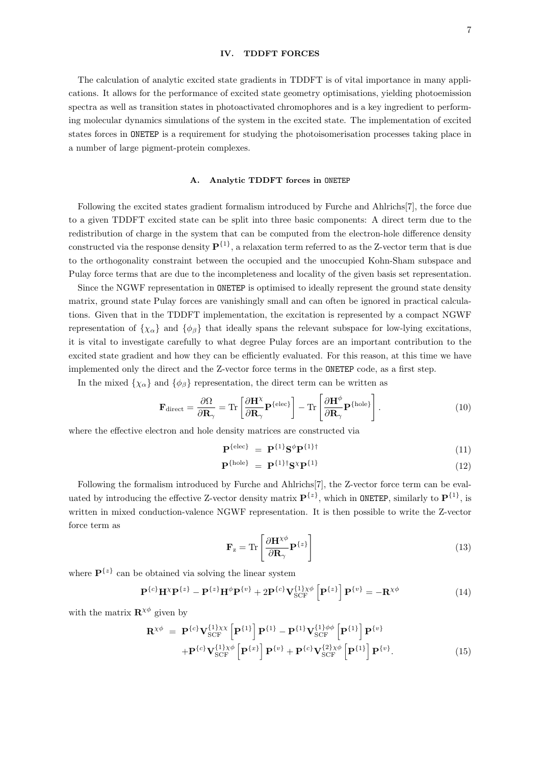## IV. TDDFT FORCES

The calculation of analytic excited state gradients in TDDFT is of vital importance in many applications. It allows for the performance of excited state geometry optimisations, yielding photoemission spectra as well as transition states in photoactivated chromophores and is a key ingredient to performing molecular dynamics simulations of the system in the excited state. The implementation of excited states forces in `ONETEP` is a requirement for studying the photoisomerisation processes taking place in a number of large pigment-protein complexes.

### A. Analytic TDDFT forces in `ONETEP`

Following the excited states gradient formalism introduced by Furche and Ahlrichs[7], the force due to a given TDDFT excited state can be split into three basic components: A direct term due to the redistribution of charge in the system that can be computed from the electron-hole difference density constructed via the response density $\mathbf{P}^{\{1\}}$, a relaxation term referred to as the Z-vector term that is due to the orthogonality constraint between the occupied and the unoccupied Kohn-Sham subspace and Pulay force terms that are due to the incompleteness and locality of the given basis set representation.

Since the NGWF representation in `ONETEP` is optimised to ideally represent the ground state density matrix, ground state Pulay forces are vanishingly small and can often be ignored in practical calculations. Given that in the TDDFT implementation, the excitation is represented by a compact NGWF representation of $\{\chi_\alpha\}$ and $\{\phi_\beta\}$ that ideally spans the relevant subspace for low-lying excitations, it is vital to investigate carefully to what degree Pulay forces are an important contribution to the excited state gradient and how they can be efficiently evaluated. For this reason, at this time we have implemented only the direct and the Z-vector force terms in the `ONETEP` code, as a first step.

In the mixed $\{\chi_\alpha\}$ and $\{\phi_\beta\}$ representation, the direct term can be written as

$$\mathbf{F}_{\text{direct}} = \frac{\partial \Omega}{\partial \mathbf{R}_\gamma} = \text{Tr}\left[\frac{\partial \mathbf{H}^{\chi}}{\partial \mathbf{R}_\gamma}\mathbf{P}^{\{\text{elec}\}}\right] - \text{Tr}\left[\frac{\partial \mathbf{H}^{\phi}}{\partial \mathbf{R}_\gamma}\mathbf{P}^{\{\text{hole}\}}\right]. \tag{10}$$

where the effective electron and hole density matrices are constructed via

$$\mathbf{P}^{\{\text{elec}\}} = \mathbf{P}^{\{1\}}\mathbf{S}^{\phi}\mathbf{P}^{\{1\}\dagger} \tag{11}$$

$$\mathbf{P}^{\{\text{hole}\}} = \mathbf{P}^{\{1\}\dagger}\mathbf{S}^{\chi}\mathbf{P}^{\{1\}} \tag{12}$$

Following the formalism introduced by Furche and Ahlrichs[7], the Z-vector force term can be evaluated by introducing the effective Z-vector density matrix $\mathbf{P}^{\{z\}}$, which in `ONETEP`, similarly to $\mathbf{P}^{\{1\}}$, is written in mixed conduction-valence NGWF representation. It is then possible to write the Z-vector force term as

$$\mathbf{F}_{\text{z}} = \text{Tr}\left[\frac{\partial \mathbf{H}^{\chi\phi}}{\partial \mathbf{R}_\gamma}\mathbf{P}^{\{z\}}\right] \tag{13}$$

where $\mathbf{P}^{\{z\}}$ can be obtained via solving the linear system

$$\mathbf{P}^{\{c\}}\mathbf{H}^{\chi}\mathbf{P}^{\{z\}} - \mathbf{P}^{\{z\}}\mathbf{H}^{\phi}\mathbf{P}^{\{v\}} + 2\mathbf{P}^{\{c\}}\mathbf{V}_{\text{SCF}}^{\{1\}\chi\phi}\left[\mathbf{P}^{\{z\}}\right]\mathbf{P}^{\{v\}} = -\mathbf{R}^{\chi\phi} \tag{14}$$

with the matrix $\mathbf{R}^{\chi\phi}$ given by

$$\begin{aligned}\mathbf{R}^{\chi\phi} = \; & \mathbf{P}^{\{c\}}\mathbf{V}_{\text{SCF}}^{\{1\}\chi\chi}\left[\mathbf{P}^{\{1\}}\right]\mathbf{P}^{\{1\}} - \mathbf{P}^{\{1\}}\mathbf{V}_{\text{SCF}}^{\{1\}\phi\phi}\left[\mathbf{P}^{\{1\}}\right]\mathbf{P}^{\{v\}} \\ & + \mathbf{P}^{\{c\}}\mathbf{V}_{\text{SCF}}^{\{1\}\chi\phi}\left[\mathbf{P}^{\{x\}}\right]\mathbf{P}^{\{v\}} + \mathbf{P}^{\{c\}}\mathbf{V}_{\text{SCF}}^{\{2\}\chi\phi}\left[\mathbf{P}^{\{1\}}\right]\mathbf{P}^{\{v\}}.\end{aligned} \tag{15}$$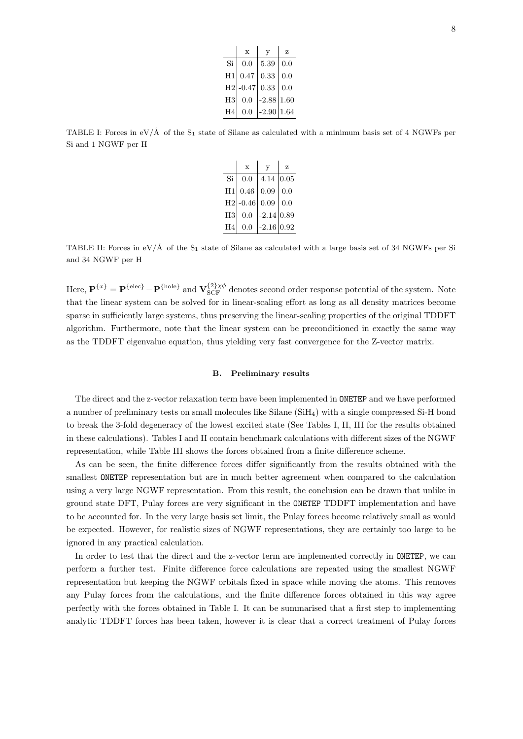|  | x | y | z |
|---|---|---|---|
| Si | 0.0 | 5.39 | 0.0 |
| H1 | 0.47 | 0.33 | 0.0 |
| H2 | -0.47 | 0.33 | 0.0 |
| H3 | 0.0 | -2.88 | 1.60 |
| H4 | 0.0 | -2.90 | 1.64 |

TABLE I: Forces in eV/Å of the $S_1$ state of Silane as calculated with a minimum basis set of 4 NGWFs per Si and 1 NGWF per H

|  | x | y | z |
|---|---|---|---|
| Si | 0.0 | 4.14 | 0.05 |
| H1 | 0.46 | 0.09 | 0.0 |
| H2 | -0.46 | 0.09 | 0.0 |
| H3 | 0.0 | -2.14 | 0.89 |
| H4 | 0.0 | -2.16 | 0.92 |

TABLE II: Forces in eV/Å of the $S_1$ state of Silane as calculated with a large basis set of 34 NGWFs per Si and 34 NGWF per H

Here, $\mathbf{P}^{\{x\}} = \mathbf{P}^{\{\mathrm{elec}\}} - \mathbf{P}^{\{\mathrm{hole}\}}$ and $\mathbf{V}^{\{2\}\chi\phi}_{\mathrm{SCF}}$ denotes second order response potential of the system. Note that the linear system can be solved for in linear-scaling effort as long as all density matrices become sparse in sufficiently large systems, thus preserving the linear-scaling properties of the original TDDFT algorithm. Furthermore, note that the linear system can be preconditioned in exactly the same way as the TDDFT eigenvalue equation, thus yielding very fast convergence for the Z-vector matrix.

### B. Preliminary results

The direct and the z-vector relaxation term have been implemented in ONETEP and we have performed a number of preliminary tests on small molecules like Silane ($SiH_4$) with a single compressed Si-H bond to break the 3-fold degeneracy of the lowest excited state (See Tables I, II, III for the results obtained in these calculations). Tables I and II contain benchmark calculations with different sizes of the NGWF representation, while Table III shows the forces obtained from a finite difference scheme.

As can be seen, the finite difference forces differ significantly from the results obtained with the smallest ONETEP representation but are in much better agreement when compared to the calculation using a very large NGWF representation. From this result, the conclusion can be drawn that unlike in ground state DFT, Pulay forces are very significant in the ONETEP TDDFT implementation and have to be accounted for. In the very large basis set limit, the Pulay forces become relatively small as would be expected. However, for realistic sizes of NGWF representations, they are certainly too large to be ignored in any practical calculation.

In order to test that the direct and the z-vector term are implemented correctly in ONETEP, we can perform a further test. Finite difference force calculations are repeated using the smallest NGWF representation but keeping the NGWF orbitals fixed in space while moving the atoms. This removes any Pulay forces from the calculations, and the finite difference forces obtained in this way agree perfectly with the forces obtained in Table I. It can be summarised that a first step to implementing analytic TDDFT forces has been taken, however it is clear that a correct treatment of Pulay forces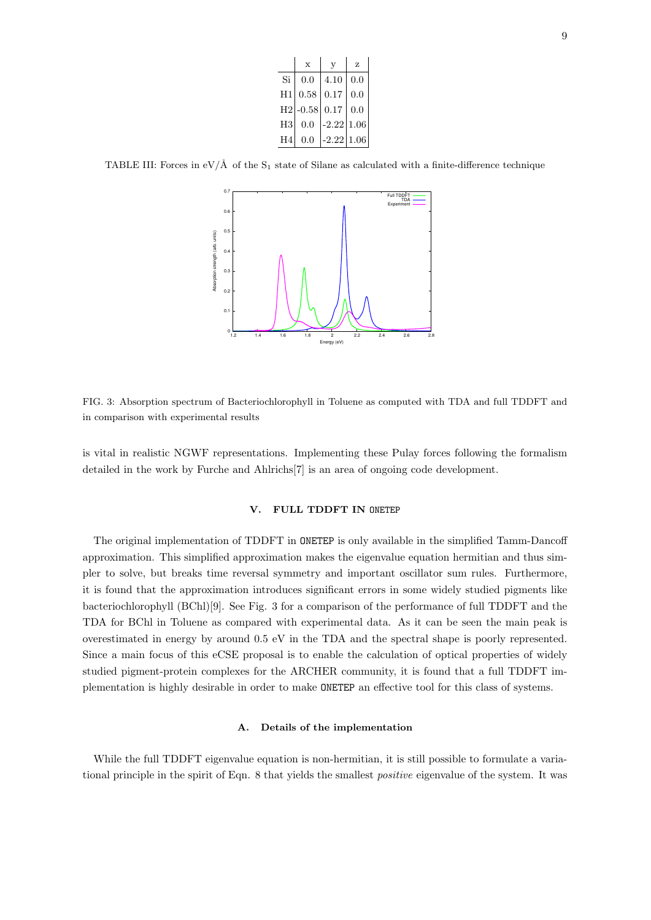| | x | y | z |
|---|---|---|---|
| Si | 0.0 | 4.10 | 0.0 |
| H1 | 0.58 | 0.17 | 0.0 |
| H2 | -0.58 | 0.17 | 0.0 |
| H3 | 0.0 | -2.22 | 1.06 |
| H4 | 0.0 | -2.22 | 1.06 |

TABLE III: Forces in eV/Å of the $S_1$ state of Silane as calculated with a finite-difference technique

FIG. 3: Absorption spectrum of Bacteriochlorophyll in Toluene as computed with TDA and full TDDFT and in comparison with experimental results

is vital in realistic NGWF representations. Implementing these Pulay forces following the formalism detailed in the work by Furche and Ahlrichs[7] is an area of ongoing code development.

## V. FULL TDDFT IN ONETEP

The original implementation of TDDFT in ONETEP is only available in the simplified Tamm-Dancoff approximation. This simplified approximation makes the eigenvalue equation hermitian and thus simpler to solve, but breaks time reversal symmetry and important oscillator sum rules. Furthermore, it is found that the approximation introduces significant errors in some widely studied pigments like bacteriochlorophyll (BChl)[9]. See Fig. 3 for a comparison of the performance of full TDDFT and the TDA for BChl in Toluene as compared with experimental data. As it can be seen the main peak is overestimated in energy by around 0.5 eV in the TDA and the spectral shape is poorly represented. Since a main focus of this eCSE proposal is to enable the calculation of optical properties of widely studied pigment-protein complexes for the ARCHER community, it is found that a full TDDFT implementation is highly desirable in order to make ONETEP an effective tool for this class of systems.

### A. Details of the implementation

While the full TDDFT eigenvalue equation is non-hermitian, it is still possible to formulate a variational principle in the spirit of Eqn. 8 that yields the smallest *positive* eigenvalue of the system. It was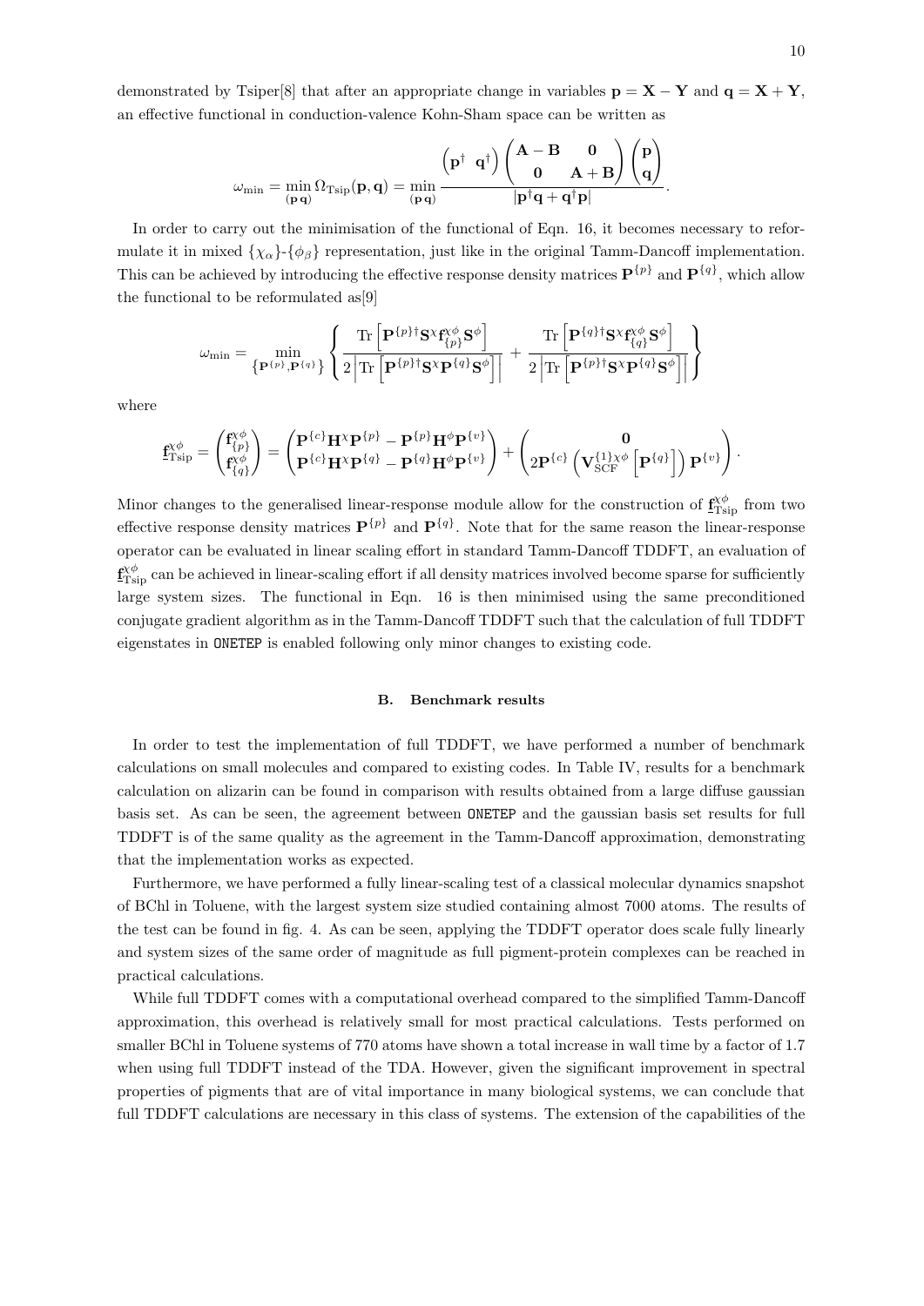demonstrated by Tsiper[8] that after an appropriate change in variables $\mathbf{p} = \mathbf{X} - \mathbf{Y}$ and $\mathbf{q} = \mathbf{X} + \mathbf{Y}$, an effective functional in conduction-valence Kohn-Sham space can be written as

$$\omega_{\text{min}} = \min_{(\mathbf{p}\,\mathbf{q})} \Omega_{\text{Tsip}}(\mathbf{p}, \mathbf{q}) = \min_{(\mathbf{p}\,\mathbf{q})} \frac{\begin{pmatrix}\mathbf{p}^\dagger & \mathbf{q}^\dagger\end{pmatrix} \begin{pmatrix}\mathbf{A}-\mathbf{B} & \mathbf{0} \\ \mathbf{0} & \mathbf{A}+\mathbf{B}\end{pmatrix} \begin{pmatrix}\mathbf{p} \\ \mathbf{q}\end{pmatrix}}{|\mathbf{p}^\dagger \mathbf{q} + \mathbf{q}^\dagger \mathbf{p}|}.$$

In order to carry out the minimisation of the functional of Eqn. 16, it becomes necessary to reformulate it in mixed $\{\chi_\alpha\}$-$\{\phi_\beta\}$ representation, just like in the original Tamm-Dancoff implementation. This can be achieved by introducing the effective response density matrices $\mathbf{P}^{\{p\}}$ and $\mathbf{P}^{\{q\}}$, which allow the functional to be reformulated as[9]

$$\omega_{\text{min}} = \min_{\left\{\mathbf{P}^{\{p\}}, \mathbf{P}^{\{q\}}\right\}} \left\{ \frac{\text{Tr}\left[\mathbf{P}^{\{p\}\dagger} \mathbf{S}^\chi \mathbf{f}^{\chi\phi}_{\{p\}} \mathbf{S}^\phi\right]}{2\left|\text{Tr}\left[\mathbf{P}^{\{p\}\dagger} \mathbf{S}^\chi \mathbf{P}^{\{q\}} \mathbf{S}^\phi\right]\right|} + \frac{\text{Tr}\left[\mathbf{P}^{\{q\}\dagger} \mathbf{S}^\chi \mathbf{f}^{\chi\phi}_{\{q\}} \mathbf{S}^\phi\right]}{2\left|\text{Tr}\left[\mathbf{P}^{\{p\}\dagger} \mathbf{S}^\chi \mathbf{P}^{\{q\}} \mathbf{S}^\phi\right]\right|} \right\}$$

where

$$\underline{\mathbf{f}}^{\chi\phi}_{\text{Tsip}} = \begin{pmatrix}\mathbf{f}^{\chi\phi}_{\{p\}} \\ \mathbf{f}^{\chi\phi}_{\{q\}}\end{pmatrix} = \begin{pmatrix}\mathbf{P}^{\{c\}} \mathbf{H}^\chi \mathbf{P}^{\{p\}} - \mathbf{P}^{\{p\}} \mathbf{H}^\phi \mathbf{P}^{\{v\}} \\ \mathbf{P}^{\{c\}} \mathbf{H}^\chi \mathbf{P}^{\{q\}} - \mathbf{P}^{\{q\}} \mathbf{H}^\phi \mathbf{P}^{\{v\}}\end{pmatrix} + \begin{pmatrix}\mathbf{0} \\ 2\mathbf{P}^{\{c\}} \left(\mathbf{V}^{\{1\}\chi\phi}_{\text{SCF}}\left[\mathbf{P}^{\{q\}}\right]\right) \mathbf{P}^{\{v\}}\end{pmatrix}.$$

Minor changes to the generalised linear-response module allow for the construction of $\underline{\mathbf{f}}^{\chi\phi}_{\text{Tsip}}$ from two effective response density matrices $\mathbf{P}^{\{p\}}$ and $\mathbf{P}^{\{q\}}$. Note that for the same reason the linear-response operator can be evaluated in linear scaling effort in standard Tamm-Dancoff TDDFT, an evaluation of $\underline{\mathbf{f}}^{\chi\phi}_{\text{Tsip}}$ can be achieved in linear-scaling effort if all density matrices involved become sparse for sufficiently large system sizes. The functional in Eqn. 16 is then minimised using the same preconditioned conjugate gradient algorithm as in the Tamm-Dancoff TDDFT such that the calculation of full TDDFT eigenstates in ONETEP is enabled following only minor changes to existing code.

### B. Benchmark results

In order to test the implementation of full TDDFT, we have performed a number of benchmark calculations on small molecules and compared to existing codes. In Table IV, results for a benchmark calculation on alizarin can be found in comparison with results obtained from a large diffuse gaussian basis set. As can be seen, the agreement between ONETEP and the gaussian basis set results for full TDDFT is of the same quality as the agreement in the Tamm-Dancoff approximation, demonstrating that the implementation works as expected.

Furthermore, we have performed a fully linear-scaling test of a classical molecular dynamics snapshot of BChl in Toluene, with the largest system size studied containing almost 7000 atoms. The results of the test can be found in fig. 4. As can be seen, applying the TDDFT operator does scale fully linearly and system sizes of the same order of magnitude as full pigment-protein complexes can be reached in practical calculations.

While full TDDFT comes with a computational overhead compared to the simplified Tamm-Dancoff approximation, this overhead is relatively small for most practical calculations. Tests performed on smaller BChl in Toluene systems of 770 atoms have shown a total increase in wall time by a factor of 1.7 when using full TDDFT instead of the TDA. However, given the significant improvement in spectral properties of pigments that are of vital importance in many biological systems, we can conclude that full TDDFT calculations are necessary in this class of systems. The extension of the capabilities of the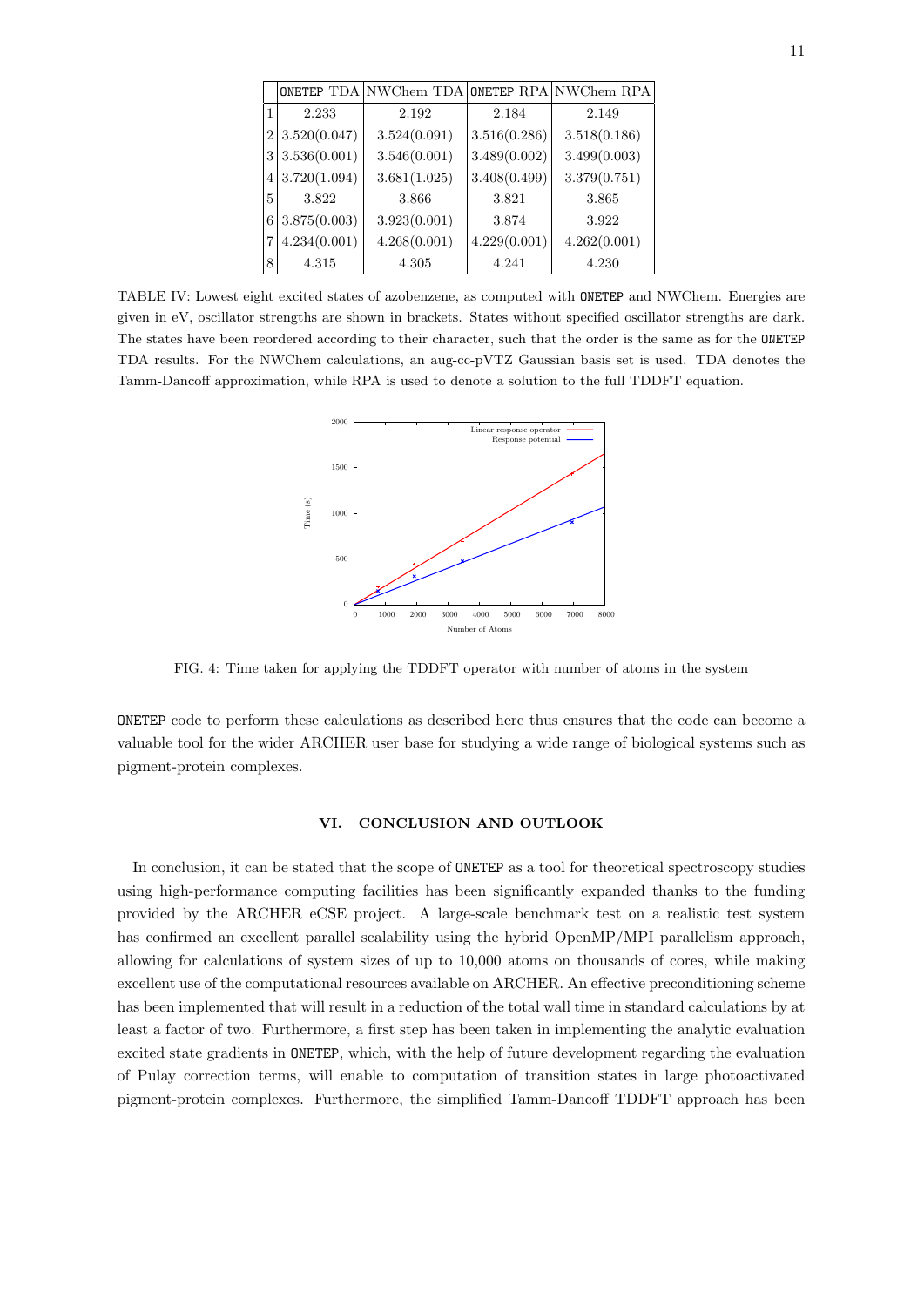|   | ONETEP TDA | NWChem TDA | ONETEP RPA | NWChem RPA |
|---|---|---|---|---|
| 1 | 2.233 | 2.192 | 2.184 | 2.149 |
| 2 | 3.520(0.047) | 3.524(0.091) | 3.516(0.286) | 3.518(0.186) |
| 3 | 3.536(0.001) | 3.546(0.001) | 3.489(0.002) | 3.499(0.003) |
| 4 | 3.720(1.094) | 3.681(1.025) | 3.408(0.499) | 3.379(0.751) |
| 5 | 3.822 | 3.866 | 3.821 | 3.865 |
| 6 | 3.875(0.003) | 3.923(0.001) | 3.874 | 3.922 |
| 7 | 4.234(0.001) | 4.268(0.001) | 4.229(0.001) | 4.262(0.001) |
| 8 | 4.315 | 4.305 | 4.241 | 4.230 |

TABLE IV: Lowest eight excited states of azobenzene, as computed with ONETEP and NWChem. Energies are given in eV, oscillator strengths are shown in brackets. States without specified oscillator strengths are dark. The states have been reordered according to their character, such that the order is the same as for the ONETEP TDA results. For the NWChem calculations, an aug-cc-pVTZ Gaussian basis set is used. TDA denotes the Tamm-Dancoff approximation, while RPA is used to denote a solution to the full TDDFT equation.

FIG. 4: Time taken for applying the TDDFT operator with number of atoms in the system

ONETEP code to perform these calculations as described here thus ensures that the code can become a valuable tool for the wider ARCHER user base for studying a wide range of biological systems such as pigment-protein complexes.

## VI. CONCLUSION AND OUTLOOK

In conclusion, it can be stated that the scope of ONETEP as a tool for theoretical spectroscopy studies using high-performance computing facilities has been significantly expanded thanks to the funding provided by the ARCHER eCSE project. A large-scale benchmark test on a realistic test system has confirmed an excellent parallel scalability using the hybrid OpenMP/MPI parallelism approach, allowing for calculations of system sizes of up to 10,000 atoms on thousands of cores, while making excellent use of the computational resources available on ARCHER. An effective preconditioning scheme has been implemented that will result in a reduction of the total wall time in standard calculations by at least a factor of two. Furthermore, a first step has been taken in implementing the analytic evaluation excited state gradients in ONETEP, which, with the help of future development regarding the evaluation of Pulay correction terms, will enable to computation of transition states in large photoactivated pigment-protein complexes. Furthermore, the simplified Tamm-Dancoff TDDFT approach has been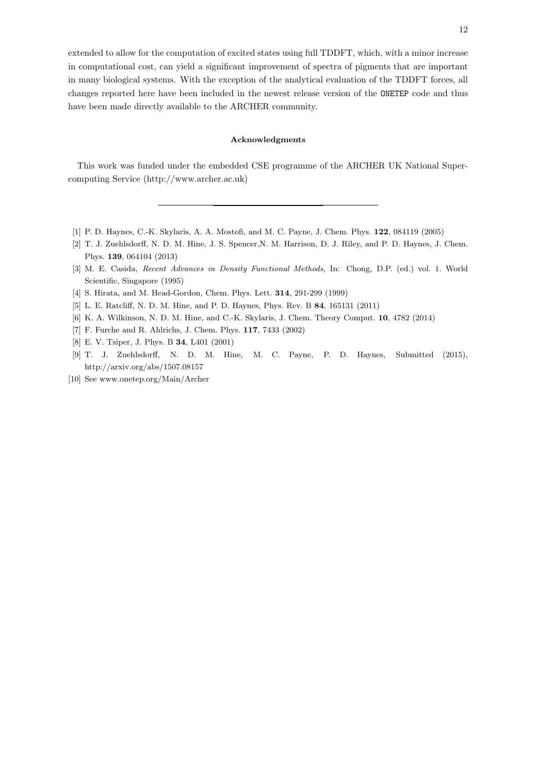extended to allow for the computation of excited states using full TDDFT, which, with a minor increase in computational cost, can yield a significant improvement of spectra of pigments that are important in many biological systems. With the exception of the analytical evaluation of the TDDFT forces, all changes reported here have been included in the newest release version of the `ONETEP` code and thus have been made directly available to the ARCHER community.

#### Acknowledgments

This work was funded under the embedded CSE programme of the ARCHER UK National Supercomputing Service (http://www.archer.ac.uk)

---

[1] P. D. Haynes, C.-K. Skylaris, A. A. Mostofi, and M. C. Payne, J. Chem. Phys. **122**, 084119 (2005)

[2] T. J. Zuehlsdorff, N. D. M. Hine, J. S. Spencer,N. M. Harrison, D. J. Riley, and P. D. Haynes, J. Chem. Phys. **139**, 064104 (2013)

[3] M. E. Casida, *Recent Advances in Density Functional Methods*, In: Chong, D.P. (ed.) vol. 1. World Scientific, Singapore (1995)

[4] S. Hirata, and M. Head-Gordon, Chem. Phys. Lett. **314**, 291-299 (1999)

[5] L. E. Ratcliff, N. D. M. Hine, and P. D. Haynes, Phys. Rev. B **84**, 165131 (2011)

[6] K. A. Wilkinson, N. D. M. Hine, and C.-K. Skylaris, J. Chem. Theory Comput. **10**, 4782 (2014)

[7] F. Furche and R. Ahlrichs, J. Chem. Phys. **117**, 7433 (2002)

[8] E. V. Tsiper, J. Phys. B **34**, L401 (2001)

[9] T. J. Zuehlsdorff, N. D. M. Hine, M. C. Payne, P. D. Haynes, Submitted (2015), http://arxiv.org/abs/1507.08157

[10] See www.onetep.org/Main/Archer